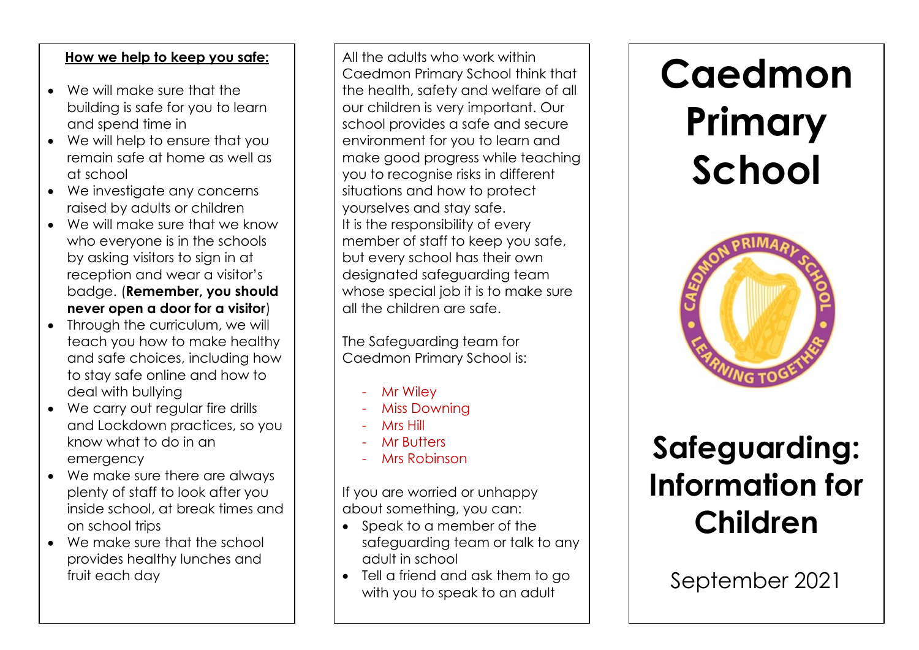**How we help to keep you safe:**

- We will make sure that the building is safe for you to learn and spend time in
- We will help to ensure that you remain safe at home as well as at school
- We investigate any concerns raised by adults or children
- We will make sure that we know who everyone is in the schools by asking visitors to sign in at reception and wear a visitor's badge. (**Remember, you should never open a door for a visitor**)
- Through the curriculum, we will teach you how to make healthy and safe choices, including how to stay safe online and how to deal with bullying
- We carry out regular fire drills and Lockdown practices, so you know what to do in an emergency
- We make sure there are always plenty of staff to look after you inside school, at break times and on school trips
- We make sure that the school provides healthy lunches and fruit each day

All the adults who work within Caedmon Primary School think that the health, safety and welfare of all our children is very important. Our school provides a safe and secure environment for you to learn and make good progress while teaching you to recognise risks in different situations and how to protect yourselves and stay safe.
It is the responsibility of every member of staff to keep you safe, but every school has their own designated safeguarding team whose special job it is to make sure all the children are safe.

The Safeguarding team for Caedmon Primary School is:

- Mr Wiley
- Miss Downing
- Mrs Hill
- Mr Butters
- Mrs Robinson

If you are worried or unhappy about something, you can:

- Speak to a member of the safeguarding team or talk to any adult in school
- Tell a friend and ask them to go with you to speak to an adult

# Caedmon Primary School

CAEDMON PRIMARY SCHOOL • LEARNING TOGETHER •

# Safeguarding: Information for Children

September 2021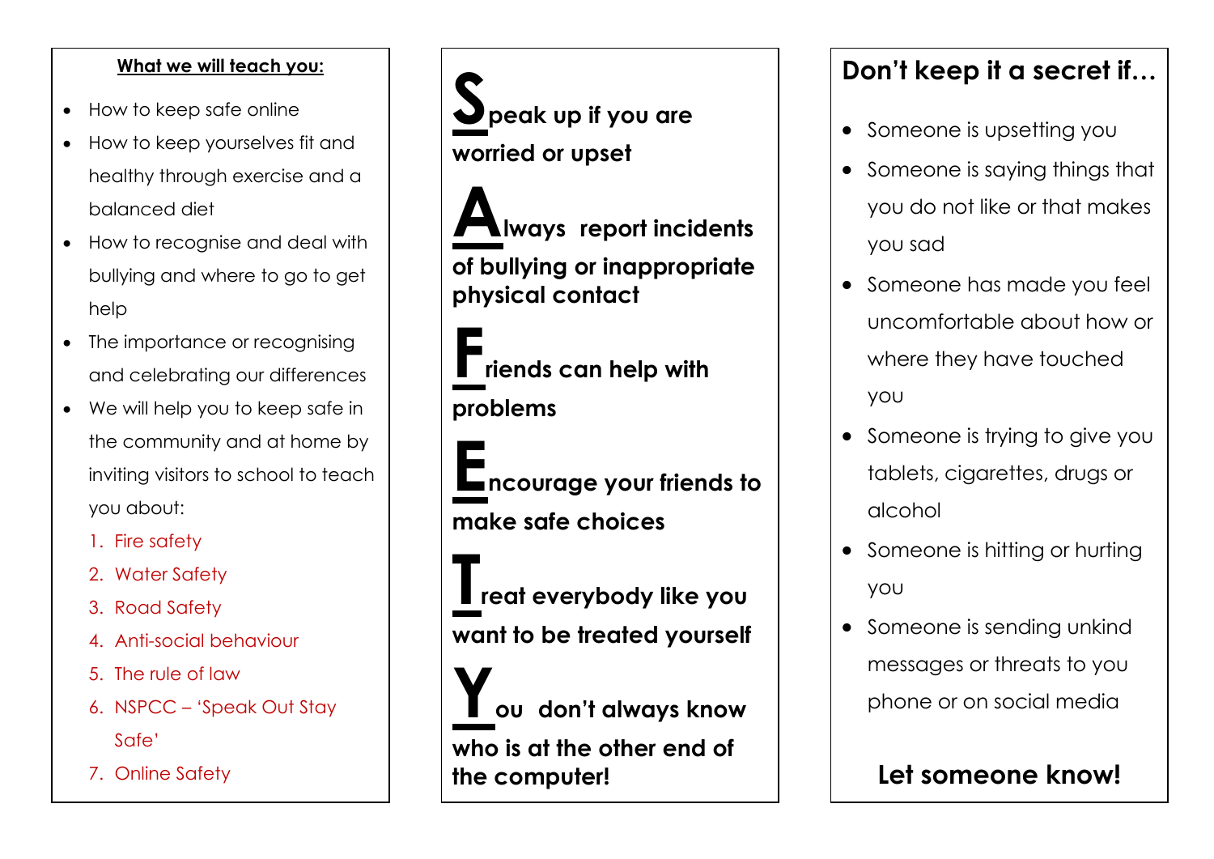**What we will teach you:**

- How to keep safe online
- How to keep yourselves fit and healthy through exercise and a balanced diet
- How to recognise and deal with bullying and where to go to get help
- The importance or recognising and celebrating our differences
- We will help you to keep safe in the community and at home by inviting visitors to school to teach you about:
  1. Fire safety
  2. Water Safety
  3. Road Safety
  4. Anti-social behaviour
  5. The rule of law
  6. NSPCC – 'Speak Out Stay Safe'
  7. Online Safety

**S**peak up if you are worried or upset

**A**lways report incidents of bullying or inappropriate physical contact

**F**riends can help with problems

**E**ncourage your friends to make safe choices

**T**reat everybody like you want to be treated yourself

**Y**ou don't always know who is at the other end of the computer!

## Don't keep it a secret if…

- Someone is upsetting you
- Someone is saying things that you do not like or that makes you sad
- Someone has made you feel uncomfortable about how or where they have touched you
- Someone is trying to give you tablets, cigarettes, drugs or alcohol
- Someone is hitting or hurting you
- Someone is sending unkind messages or threats to you phone or on social media

**Let someone know!**